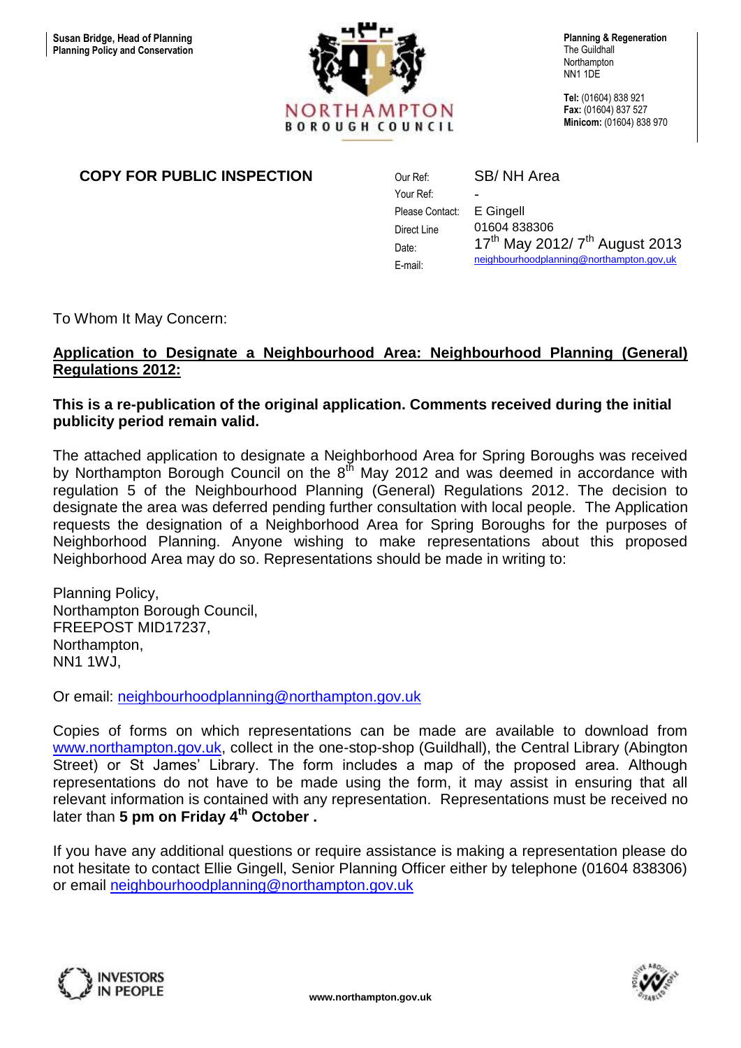Susan Bridge, Head of Planning
Planning Policy and Conservation

NORTHAMPTON
BOROUGH COUNCIL

**Planning & Regeneration**
The Guildhall
Northampton
NN1 1DE

**Tel:** (01604) 838 921
**Fax:** (01604) 837 527
**Minicom:** (01604) 838 970

**COPY FOR PUBLIC INSPECTION**

| | |
|---|---|
| Our Ref: | SB/ NH Area |
| Your Ref: | - |
| Please Contact: | E Gingell |
| Direct Line | 01604 838306 |
| Date: | 17th May 2012/ 7th August 2013 |
| E-mail: | neighbourhoodplanning@northampton.gov,uk |

To Whom It May Concern:

**Application to Designate a Neighbourhood Area: Neighbourhood Planning (General) Regulations 2012:**

**This is a re-publication of the original application. Comments received during the initial publicity period remain valid.**

The attached application to designate a Neighborhood Area for Spring Boroughs was received by Northampton Borough Council on the 8th May 2012 and was deemed in accordance with regulation 5 of the Neighbourhood Planning (General) Regulations 2012. The decision to designate the area was deferred pending further consultation with local people. The Application requests the designation of a Neighborhood Area for Spring Boroughs for the purposes of Neighborhood Planning. Anyone wishing to make representations about this proposed Neighborhood Area may do so. Representations should be made in writing to:

Planning Policy,
Northampton Borough Council,
FREEPOST MID17237,
Northampton,
NN1 1WJ,

Or email: neighbourhoodplanning@northampton.gov.uk

Copies of forms on which representations can be made are available to download from www.northampton.gov.uk, collect in the one-stop-shop (Guildhall), the Central Library (Abington Street) or St James' Library. The form includes a map of the proposed area. Although representations do not have to be made using the form, it may assist in ensuring that all relevant information is contained with any representation. Representations must be received no later than **5 pm on Friday 4th October .**

If you have any additional questions or require assistance is making a representation please do not hesitate to contact Ellie Gingell, Senior Planning Officer either by telephone (01604 838306) or email neighbourhoodplanning@northampton.gov.uk

INVESTORS IN PEOPLE

www.northampton.gov.uk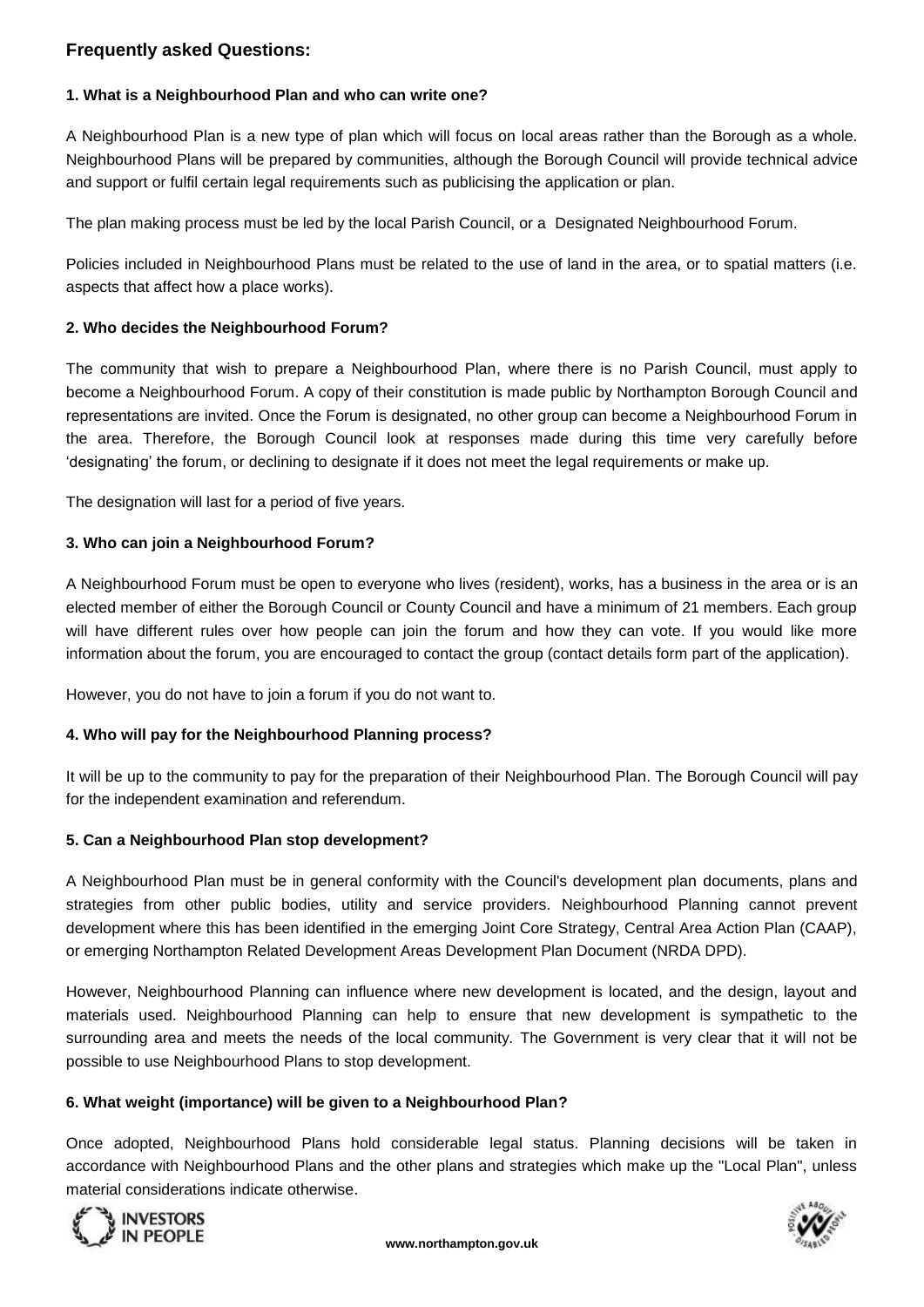## Frequently asked Questions:

### 1. What is a Neighbourhood Plan and who can write one?

A Neighbourhood Plan is a new type of plan which will focus on local areas rather than the Borough as a whole. Neighbourhood Plans will be prepared by communities, although the Borough Council will provide technical advice and support or fulfil certain legal requirements such as publicising the application or plan.

The plan making process must be led by the local Parish Council, or a Designated Neighbourhood Forum.

Policies included in Neighbourhood Plans must be related to the use of land in the area, or to spatial matters (i.e. aspects that affect how a place works).

### 2. Who decides the Neighbourhood Forum?

The community that wish to prepare a Neighbourhood Plan, where there is no Parish Council, must apply to become a Neighbourhood Forum. A copy of their constitution is made public by Northampton Borough Council and representations are invited. Once the Forum is designated, no other group can become a Neighbourhood Forum in the area. Therefore, the Borough Council look at responses made during this time very carefully before 'designating' the forum, or declining to designate if it does not meet the legal requirements or make up.

The designation will last for a period of five years.

### 3. Who can join a Neighbourhood Forum?

A Neighbourhood Forum must be open to everyone who lives (resident), works, has a business in the area or is an elected member of either the Borough Council or County Council and have a minimum of 21 members. Each group will have different rules over how people can join the forum and how they can vote. If you would like more information about the forum, you are encouraged to contact the group (contact details form part of the application).

However, you do not have to join a forum if you do not want to.

### 4. Who will pay for the Neighbourhood Planning process?

It will be up to the community to pay for the preparation of their Neighbourhood Plan. The Borough Council will pay for the independent examination and referendum.

### 5. Can a Neighbourhood Plan stop development?

A Neighbourhood Plan must be in general conformity with the Council's development plan documents, plans and strategies from other public bodies, utility and service providers. Neighbourhood Planning cannot prevent development where this has been identified in the emerging Joint Core Strategy, Central Area Action Plan (CAAP), or emerging Northampton Related Development Areas Development Plan Document (NRDA DPD).

However, Neighbourhood Planning can influence where new development is located, and the design, layout and materials used. Neighbourhood Planning can help to ensure that new development is sympathetic to the surrounding area and meets the needs of the local community. The Government is very clear that it will not be possible to use Neighbourhood Plans to stop development.

### 6. What weight (importance) will be given to a Neighbourhood Plan?

Once adopted, Neighbourhood Plans hold considerable legal status. Planning decisions will be taken in accordance with Neighbourhood Plans and the other plans and strategies which make up the "Local Plan", unless material considerations indicate otherwise.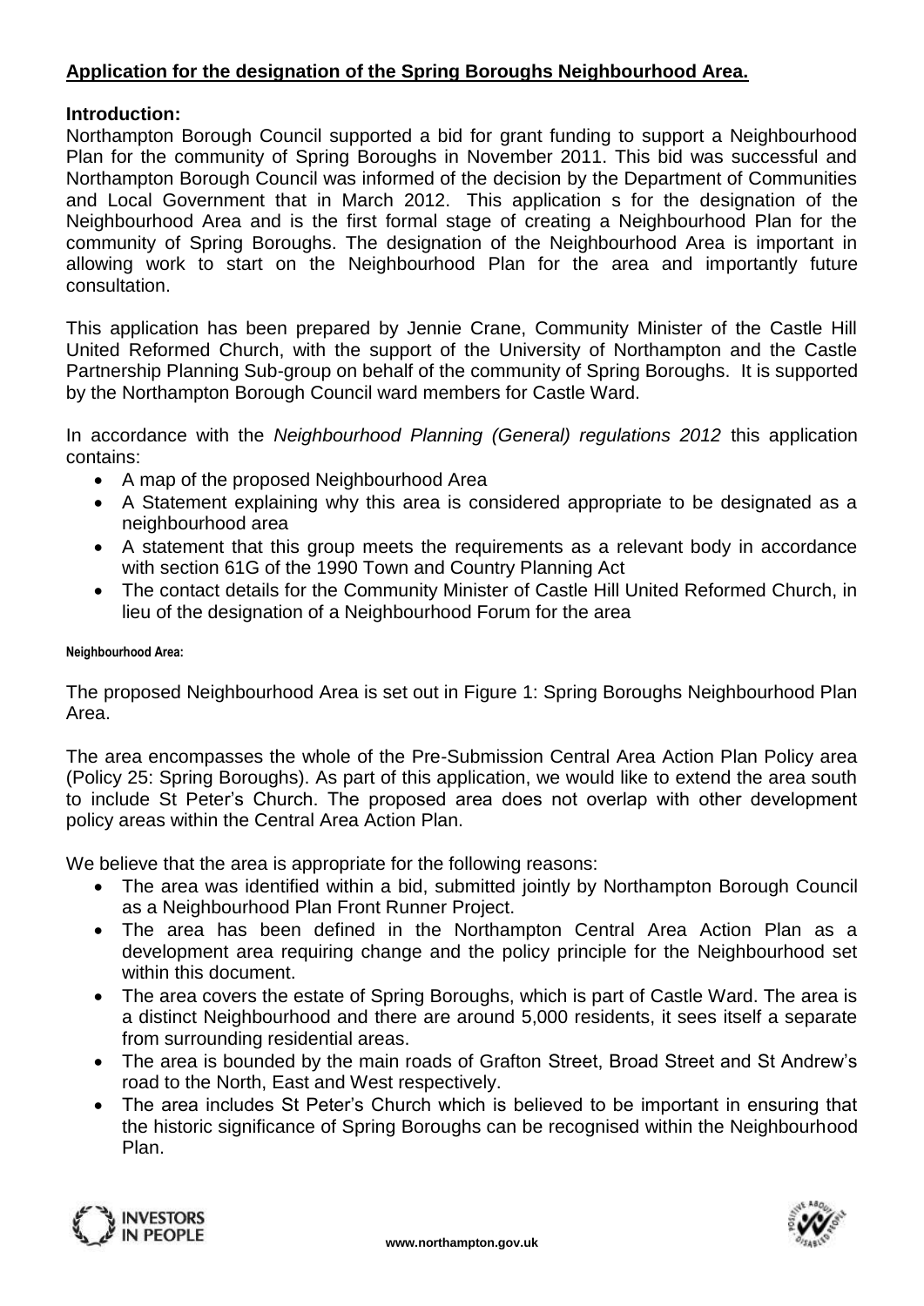## **Application for the designation of the Spring Boroughs Neighbourhood Area.**

### **Introduction:**

Northampton Borough Council supported a bid for grant funding to support a Neighbourhood Plan for the community of Spring Boroughs in November 2011. This bid was successful and Northampton Borough Council was informed of the decision by the Department of Communities and Local Government that in March 2012. This application s for the designation of the Neighbourhood Area and is the first formal stage of creating a Neighbourhood Plan for the community of Spring Boroughs. The designation of the Neighbourhood Area is important in allowing work to start on the Neighbourhood Plan for the area and importantly future consultation.

This application has been prepared by Jennie Crane, Community Minister of the Castle Hill United Reformed Church, with the support of the University of Northampton and the Castle Partnership Planning Sub-group on behalf of the community of Spring Boroughs. It is supported by the Northampton Borough Council ward members for Castle Ward.

In accordance with the *Neighbourhood Planning (General) regulations 2012* this application contains:

- A map of the proposed Neighbourhood Area
- A Statement explaining why this area is considered appropriate to be designated as a neighbourhood area
- A statement that this group meets the requirements as a relevant body in accordance with section 61G of the 1990 Town and Country Planning Act
- The contact details for the Community Minister of Castle Hill United Reformed Church, in lieu of the designation of a Neighbourhood Forum for the area

**Neighbourhood Area:**

The proposed Neighbourhood Area is set out in Figure 1: Spring Boroughs Neighbourhood Plan Area.

The area encompasses the whole of the Pre-Submission Central Area Action Plan Policy area (Policy 25: Spring Boroughs). As part of this application, we would like to extend the area south to include St Peter's Church. The proposed area does not overlap with other development policy areas within the Central Area Action Plan.

We believe that the area is appropriate for the following reasons:

- The area was identified within a bid, submitted jointly by Northampton Borough Council as a Neighbourhood Plan Front Runner Project.
- The area has been defined in the Northampton Central Area Action Plan as a development area requiring change and the policy principle for the Neighbourhood set within this document.
- The area covers the estate of Spring Boroughs, which is part of Castle Ward. The area is a distinct Neighbourhood and there are around 5,000 residents, it sees itself a separate from surrounding residential areas.
- The area is bounded by the main roads of Grafton Street, Broad Street and St Andrew's road to the North, East and West respectively.
- The area includes St Peter's Church which is believed to be important in ensuring that the historic significance of Spring Boroughs can be recognised within the Neighbourhood Plan.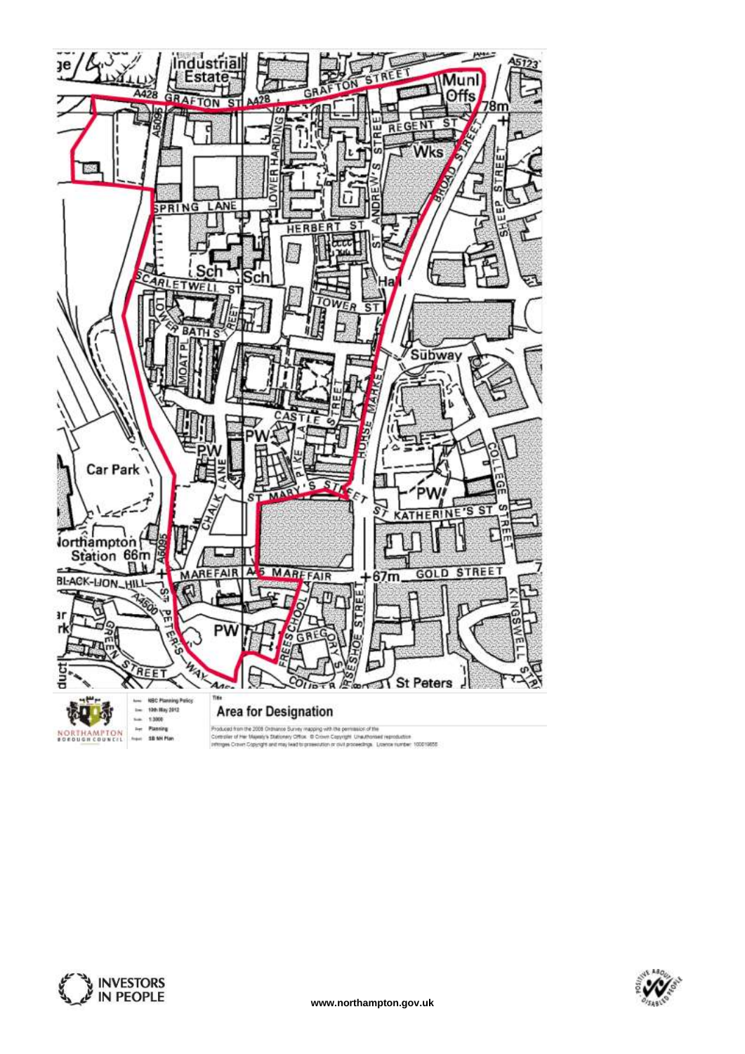| | |
|---|---|
| Name | NBC Planning Policy |
| Date | 10th May 2012 |
| Scale | 1:3000 |
| Dept | Planning |
| Project | SB NH Plan |

**Title**

## Area for Designation

Produced from the 2008 Ordnance Survey mapping with the permission of the Controller of Her Majesty's Stationery Office. © Crown Copyright. Unauthorised reproduction infringes Crown Copyright and may lead to prosecution or civil proceedings. Licence number: 100019655

NORTHAMPTON BOROUGH COUNCIL

INVESTORS IN PEOPLE

www.northampton.gov.uk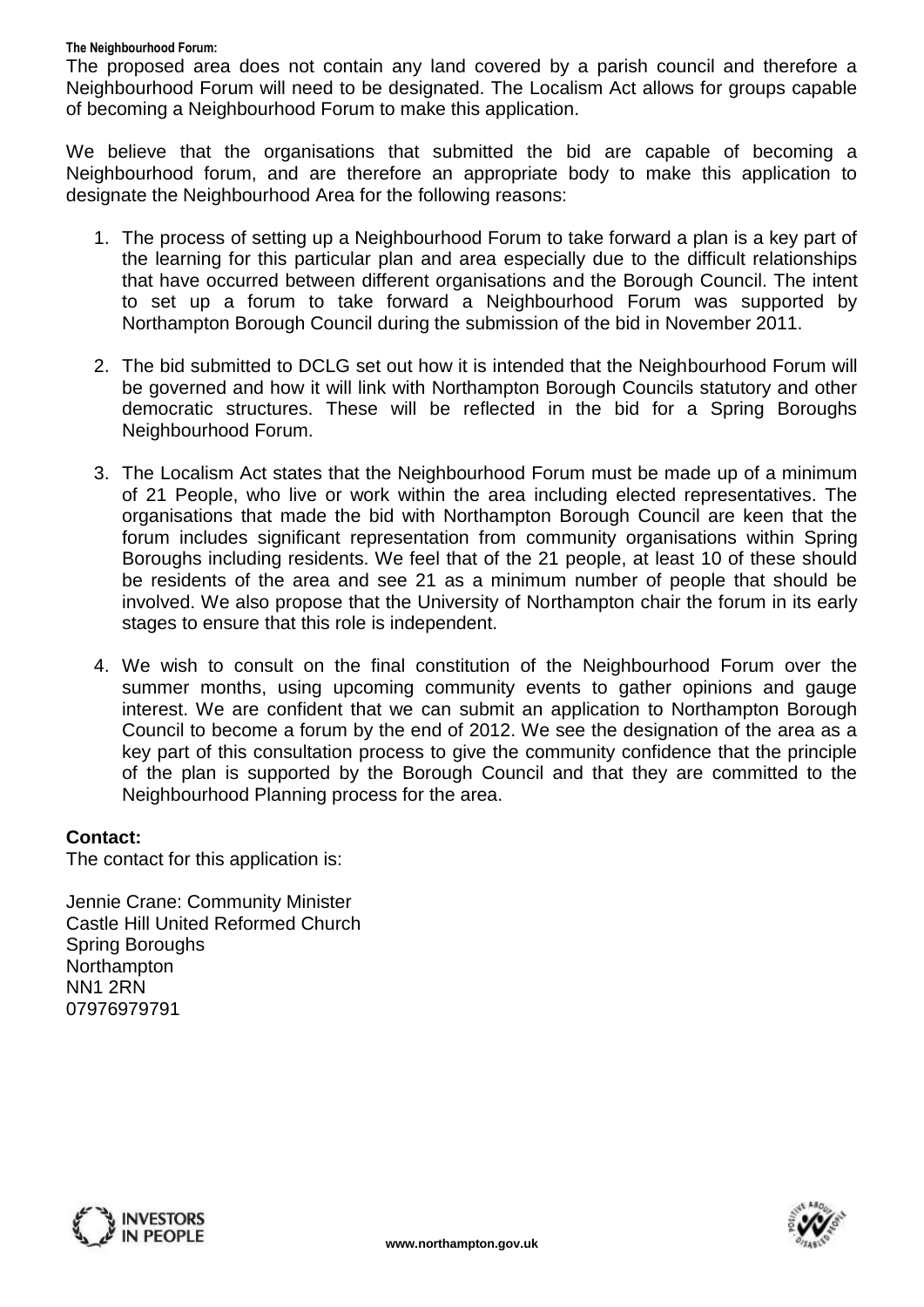**The Neighbourhood Forum:**

The proposed area does not contain any land covered by a parish council and therefore a Neighbourhood Forum will need to be designated. The Localism Act allows for groups capable of becoming a Neighbourhood Forum to make this application.

We believe that the organisations that submitted the bid are capable of becoming a Neighbourhood forum, and are therefore an appropriate body to make this application to designate the Neighbourhood Area for the following reasons:

1. The process of setting up a Neighbourhood Forum to take forward a plan is a key part of the learning for this particular plan and area especially due to the difficult relationships that have occurred between different organisations and the Borough Council. The intent to set up a forum to take forward a Neighbourhood Forum was supported by Northampton Borough Council during the submission of the bid in November 2011.

2. The bid submitted to DCLG set out how it is intended that the Neighbourhood Forum will be governed and how it will link with Northampton Borough Councils statutory and other democratic structures. These will be reflected in the bid for a Spring Boroughs Neighbourhood Forum.

3. The Localism Act states that the Neighbourhood Forum must be made up of a minimum of 21 People, who live or work within the area including elected representatives. The organisations that made the bid with Northampton Borough Council are keen that the forum includes significant representation from community organisations within Spring Boroughs including residents. We feel that of the 21 people, at least 10 of these should be residents of the area and see 21 as a minimum number of people that should be involved. We also propose that the University of Northampton chair the forum in its early stages to ensure that this role is independent.

4. We wish to consult on the final constitution of the Neighbourhood Forum over the summer months, using upcoming community events to gather opinions and gauge interest. We are confident that we can submit an application to Northampton Borough Council to become a forum by the end of 2012. We see the designation of the area as a key part of this consultation process to give the community confidence that the principle of the plan is supported by the Borough Council and that they are committed to the Neighbourhood Planning process for the area.

**Contact:**

The contact for this application is:

Jennie Crane: Community Minister
Castle Hill United Reformed Church
Spring Boroughs
Northampton
NN1 2RN
07976979791